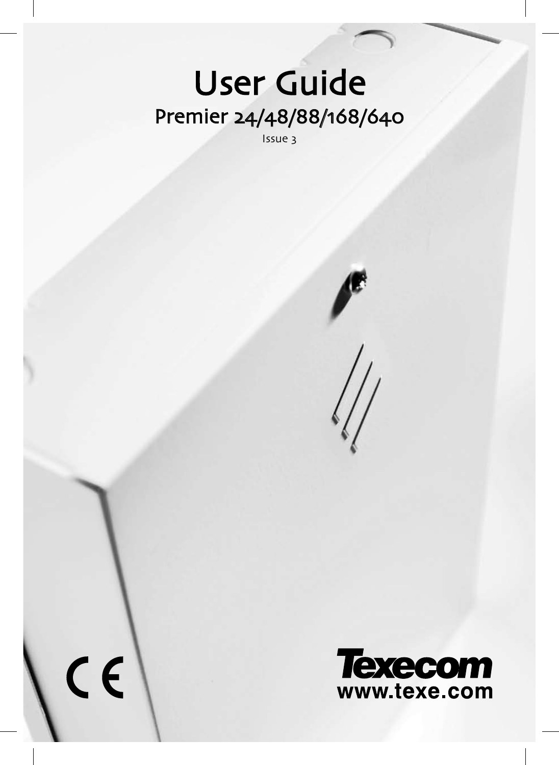# User Guide

## Premier 24/48/88/168/640

Issue 3

CE

Texecom

www.texe.com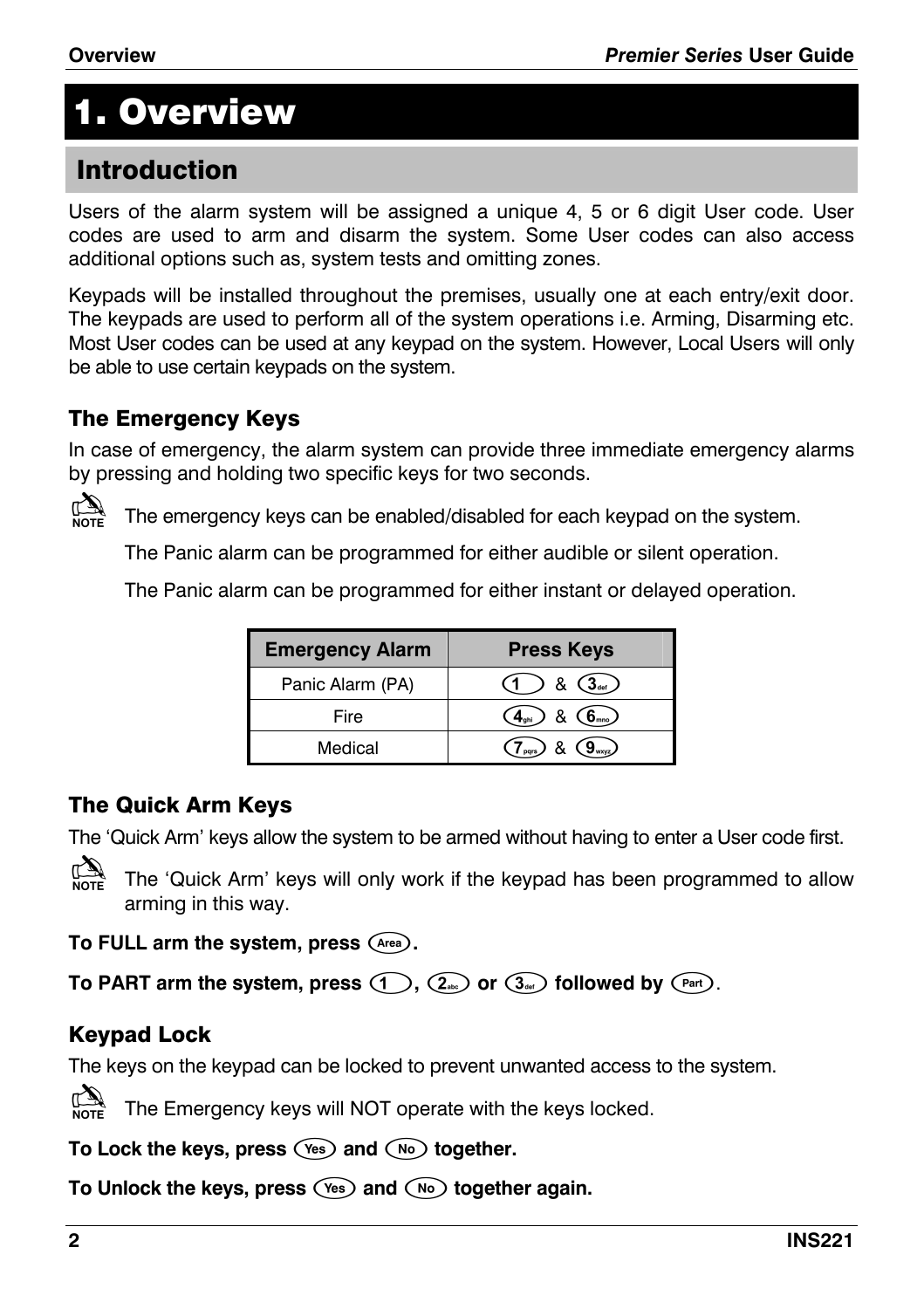# 1. Overview

## Introduction

Users of the alarm system will be assigned a unique 4, 5 or 6 digit User code. User codes are used to arm and disarm the system. Some User codes can also access additional options such as, system tests and omitting zones.

Keypads will be installed throughout the premises, usually one at each entry/exit door. The keypads are used to perform all of the system operations i.e. Arming, Disarming etc. Most User codes can be used at any keypad on the system. However, Local Users will only be able to use certain keypads on the system.

### The Emergency Keys

In case of emergency, the alarm system can provide three immediate emergency alarms by pressing and holding two specific keys for two seconds.

NOTE: The emergency keys can be enabled/disabled for each keypad on the system.

The Panic alarm can be programmed for either audible or silent operation.

The Panic alarm can be programmed for either instant or delayed operation.

| Emergency Alarm | Press Keys |
|---|---|
| Panic Alarm (PA) | 1 & 3def |
| Fire | 4ghi & 6mno |
| Medical | 7pqrs & 9wxyz |

### The Quick Arm Keys

The 'Quick Arm' keys allow the system to be armed without having to enter a User code first.

NOTE: The 'Quick Arm' keys will only work if the keypad has been programmed to allow arming in this way.

**To FULL arm the system, press Area.**

**To PART arm the system, press 1, 2abc or 3def followed by Part.**

### Keypad Lock

The keys on the keypad can be locked to prevent unwanted access to the system.

NOTE: The Emergency keys will NOT operate with the keys locked.

**To Lock the keys, press Yes and No together.**

**To Unlock the keys, press Yes and No together again.**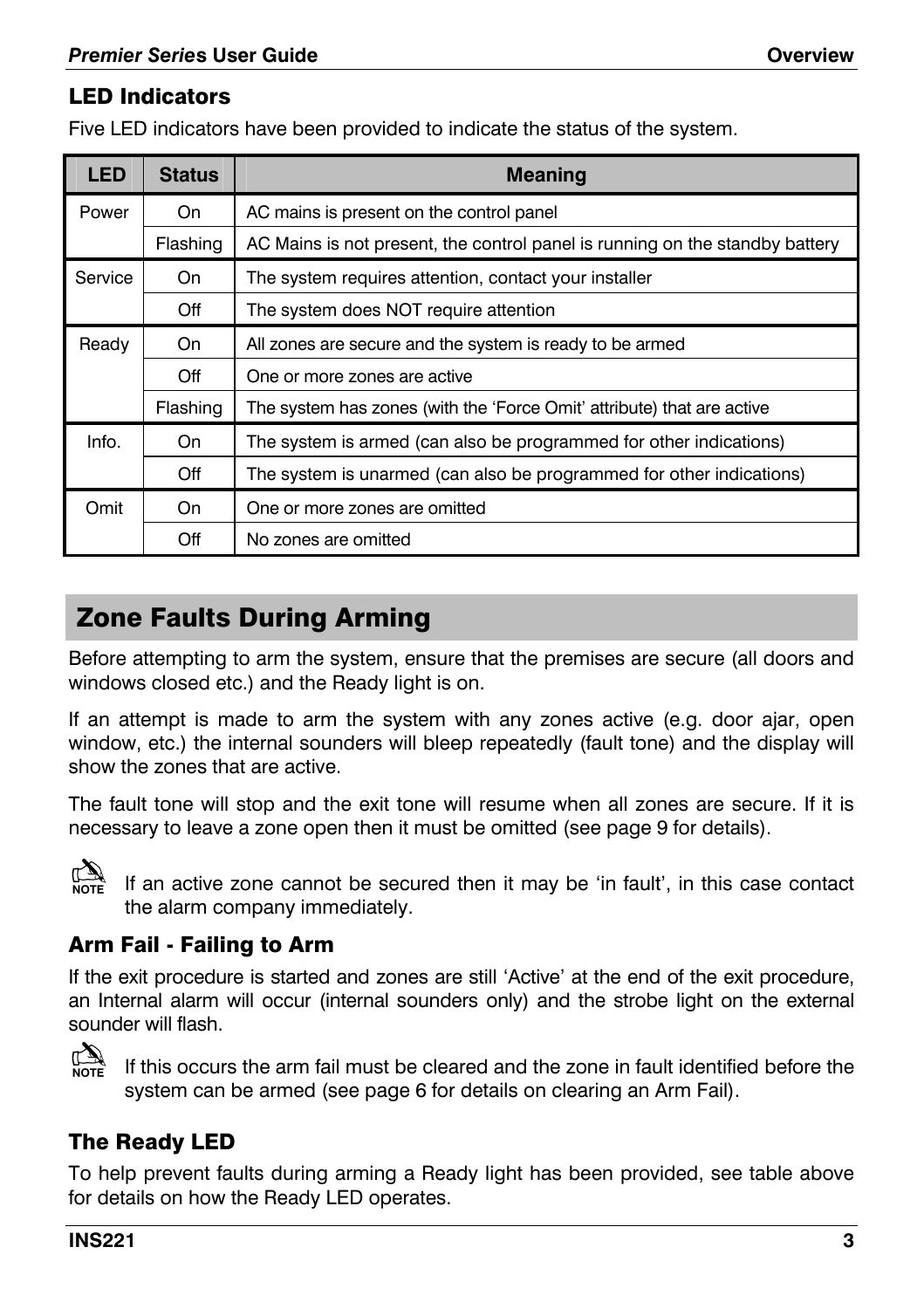## LED Indicators

Five LED indicators have been provided to indicate the status of the system.

| LED | Status | Meaning |
| --- | --- | --- |
| Power | On | AC mains is present on the control panel |
| | Flashing | AC Mains is not present, the control panel is running on the standby battery |
| Service | On | The system requires attention, contact your installer |
| | Off | The system does NOT require attention |
| Ready | On | All zones are secure and the system is ready to be armed |
| | Off | One or more zones are active |
| | Flashing | The system has zones (with the 'Force Omit' attribute) that are active |
| Info. | On | The system is armed (can also be programmed for other indications) |
| | Off | The system is unarmed (can also be programmed for other indications) |
| Omit | On | One or more zones are omitted |
| | Off | No zones are omitted |

# Zone Faults During Arming

Before attempting to arm the system, ensure that the premises are secure (all doors and windows closed etc.) and the Ready light is on.

If an attempt is made to arm the system with any zones active (e.g. door ajar, open window, etc.) the internal sounders will bleep repeatedly (fault tone) and the display will show the zones that are active.

The fault tone will stop and the exit tone will resume when all zones are secure. If it is necessary to leave a zone open then it must be omitted (see page 9 for details).

NOTE: If an active zone cannot be secured then it may be 'in fault', in this case contact the alarm company immediately.

## Arm Fail - Failing to Arm

If the exit procedure is started and zones are still 'Active' at the end of the exit procedure, an Internal alarm will occur (internal sounders only) and the strobe light on the external sounder will flash.

NOTE: If this occurs the arm fail must be cleared and the zone in fault identified before the system can be armed (see page 6 for details on clearing an Arm Fail).

## The Ready LED

To help prevent faults during arming a Ready light has been provided, see table above for details on how the Ready LED operates.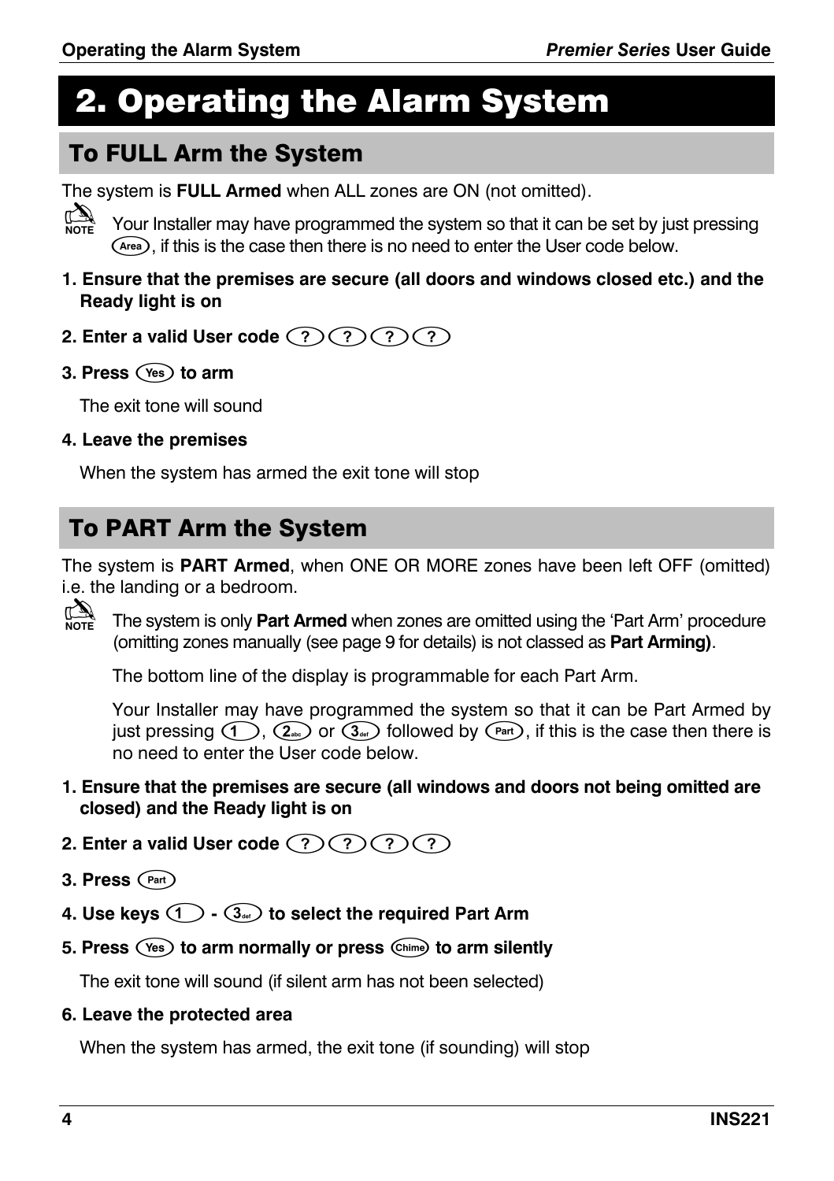# 2. Operating the Alarm System

## To FULL Arm the System

The system is **FULL Armed** when ALL zones are ON (not omitted).

NOTE: Your Installer may have programmed the system so that it can be set by just pressing (Area), if this is the case then there is no need to enter the User code below.

**1. Ensure that the premises are secure (all doors and windows closed etc.) and the Ready light is on**

**2. Enter a valid User code (?)(?)(?)(?)**

**3. Press (Yes) to arm**

The exit tone will sound

**4. Leave the premises**

When the system has armed the exit tone will stop

## To PART Arm the System

The system is **PART Armed**, when ONE OR MORE zones have been left OFF (omitted) i.e. the landing or a bedroom.

NOTE: The system is only **Part Armed** when zones are omitted using the 'Part Arm' procedure (omitting zones manually (see page 9 for details) is not classed as **Part Arming)**.

The bottom line of the display is programmable for each Part Arm.

Your Installer may have programmed the system so that it can be Part Armed by just pressing (1), (2abc) or (3def) followed by (Part), if this is the case then there is no need to enter the User code below.

**1. Ensure that the premises are secure (all windows and doors not being omitted are closed) and the Ready light is on**

**2. Enter a valid User code (?)(?)(?)(?)**

**3. Press (Part)**

**4. Use keys (1) - (3def) to select the required Part Arm**

**5. Press (Yes) to arm normally or press (Chime) to arm silently**

The exit tone will sound (if silent arm has not been selected)

**6. Leave the protected area**

When the system has armed, the exit tone (if sounding) will stop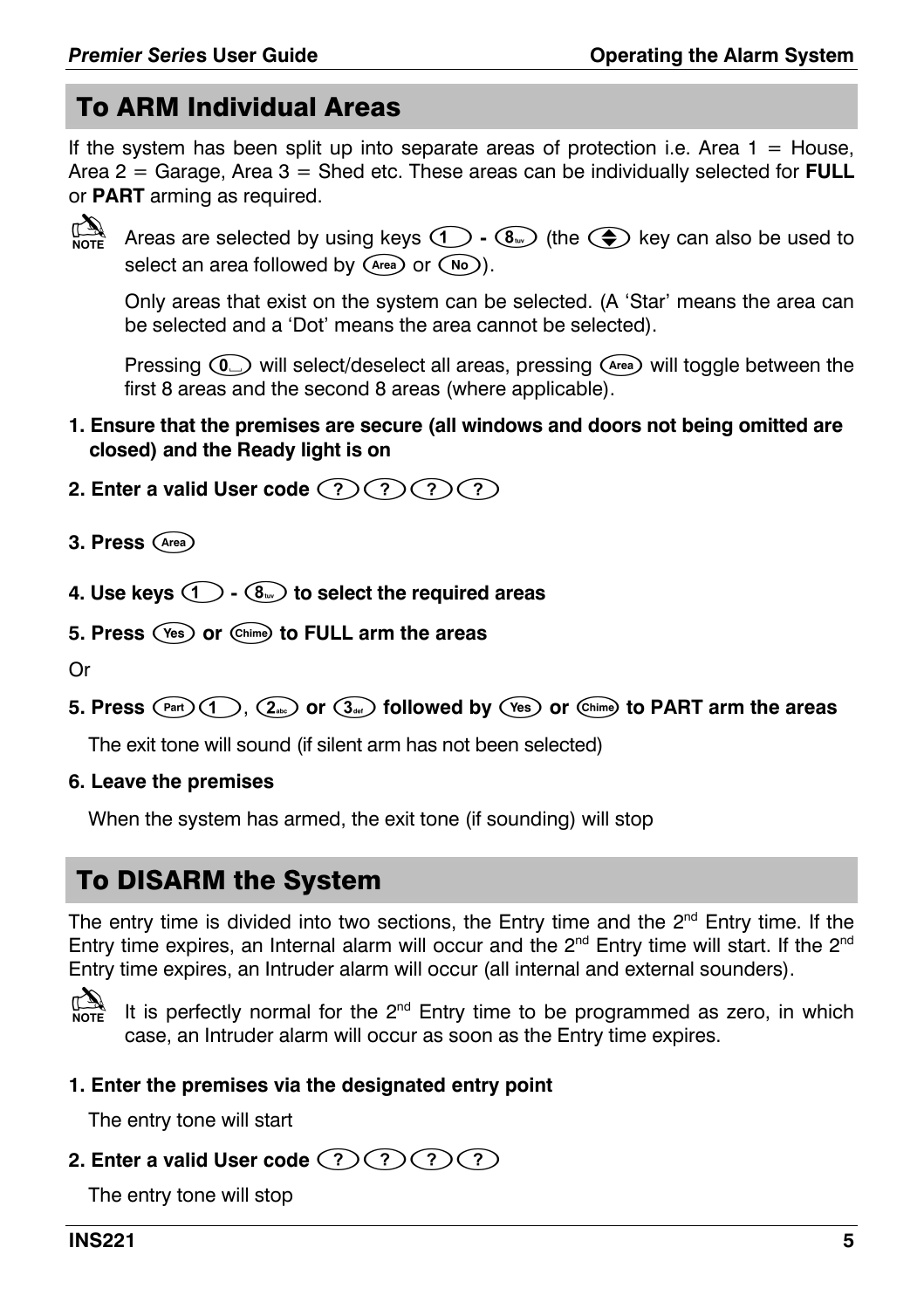## To ARM Individual Areas

If the system has been split up into separate areas of protection i.e. Area 1 = House, Area 2 = Garage, Area 3 = Shed etc. These areas can be individually selected for **FULL** or **PART** arming as required.

NOTE: Areas are selected by using keys 1 - 8 (the ⇕ key can also be used to select an area followed by Area or No).

Only areas that exist on the system can be selected. (A 'Star' means the area can be selected and a 'Dot' means the area cannot be selected).

Pressing 0 will select/deselect all areas, pressing Area will toggle between the first 8 areas and the second 8 areas (where applicable).

**1. Ensure that the premises are secure (all windows and doors not being omitted are closed) and the Ready light is on**

**2. Enter a valid User code ? ? ? ?**

**3. Press Area**

**4. Use keys 1 - 8 to select the required areas**

**5. Press Yes or Chime to FULL arm the areas**

Or

**5. Press Part 1, 2 or 3 followed by Yes or Chime to PART arm the areas**

The exit tone will sound (if silent arm has not been selected)

**6. Leave the premises**

When the system has armed, the exit tone (if sounding) will stop

## To DISARM the System

The entry time is divided into two sections, the Entry time and the 2nd Entry time. If the Entry time expires, an Internal alarm will occur and the 2nd Entry time will start. If the 2nd Entry time expires, an Intruder alarm will occur (all internal and external sounders).

NOTE: It is perfectly normal for the 2nd Entry time to be programmed as zero, in which case, an Intruder alarm will occur as soon as the Entry time expires.

**1. Enter the premises via the designated entry point**

The entry tone will start

**2. Enter a valid User code ? ? ? ?**

The entry tone will stop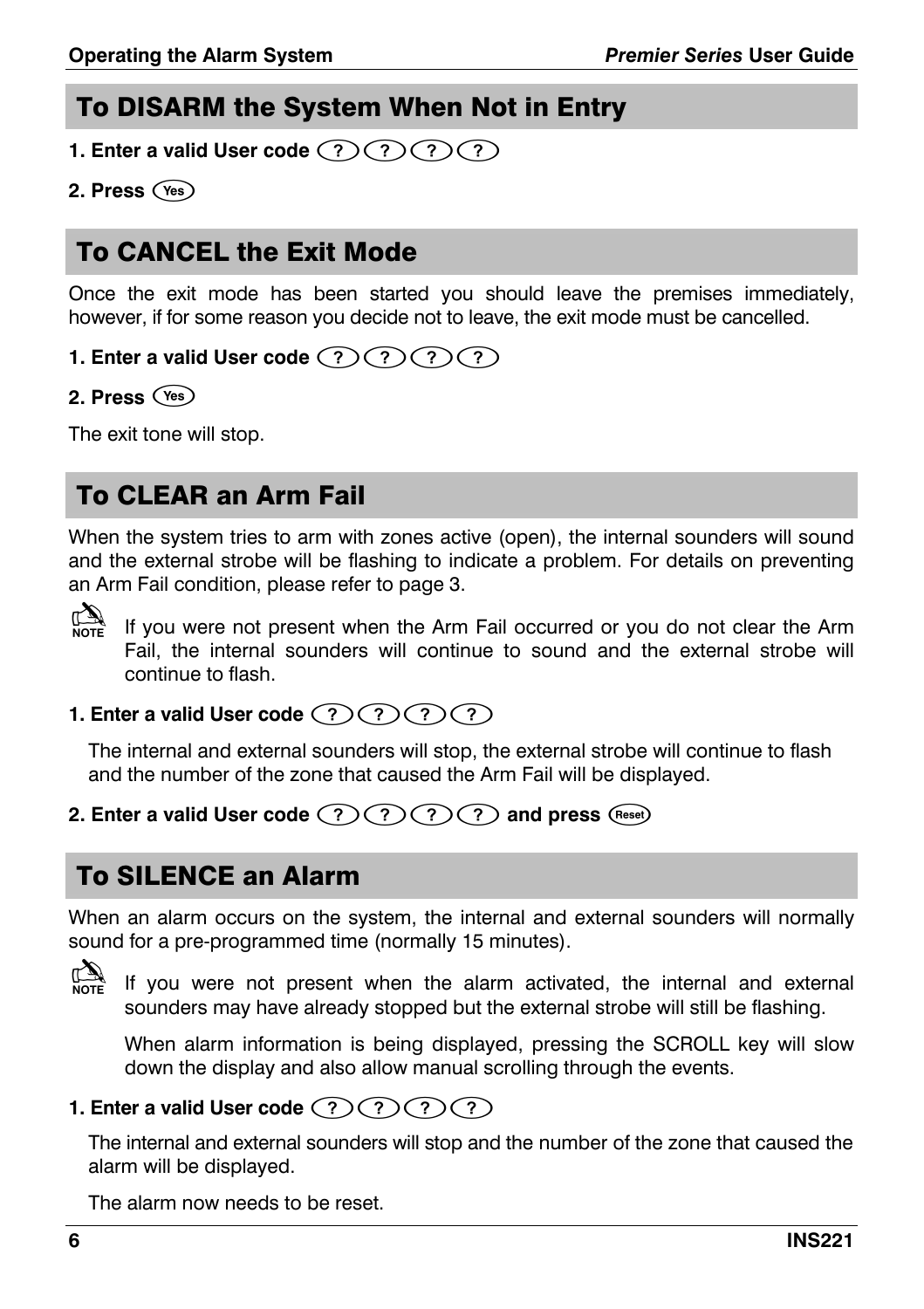## To DISARM the System When Not in Entry

**1. Enter a valid User code ? ? ? ?**

**2. Press Yes**

## To CANCEL the Exit Mode

Once the exit mode has been started you should leave the premises immediately, however, if for some reason you decide not to leave, the exit mode must be cancelled.

**1. Enter a valid User code ? ? ? ?**

**2. Press Yes**

The exit tone will stop.

## To CLEAR an Arm Fail

When the system tries to arm with zones active (open), the internal sounders will sound and the external strobe will be flashing to indicate a problem. For details on preventing an Arm Fail condition, please refer to page 3.

NOTE: If you were not present when the Arm Fail occurred or you do not clear the Arm Fail, the internal sounders will continue to sound and the external strobe will continue to flash.

**1. Enter a valid User code ? ? ? ?**

The internal and external sounders will stop, the external strobe will continue to flash and the number of the zone that caused the Arm Fail will be displayed.

**2. Enter a valid User code ? ? ? ? and press Reset**

## To SILENCE an Alarm

When an alarm occurs on the system, the internal and external sounders will normally sound for a pre-programmed time (normally 15 minutes).

NOTE: If you were not present when the alarm activated, the internal and external sounders may have already stopped but the external strobe will still be flashing.

When alarm information is being displayed, pressing the SCROLL key will slow down the display and also allow manual scrolling through the events.

**1. Enter a valid User code ? ? ? ?**

The internal and external sounders will stop and the number of the zone that caused the alarm will be displayed.

The alarm now needs to be reset.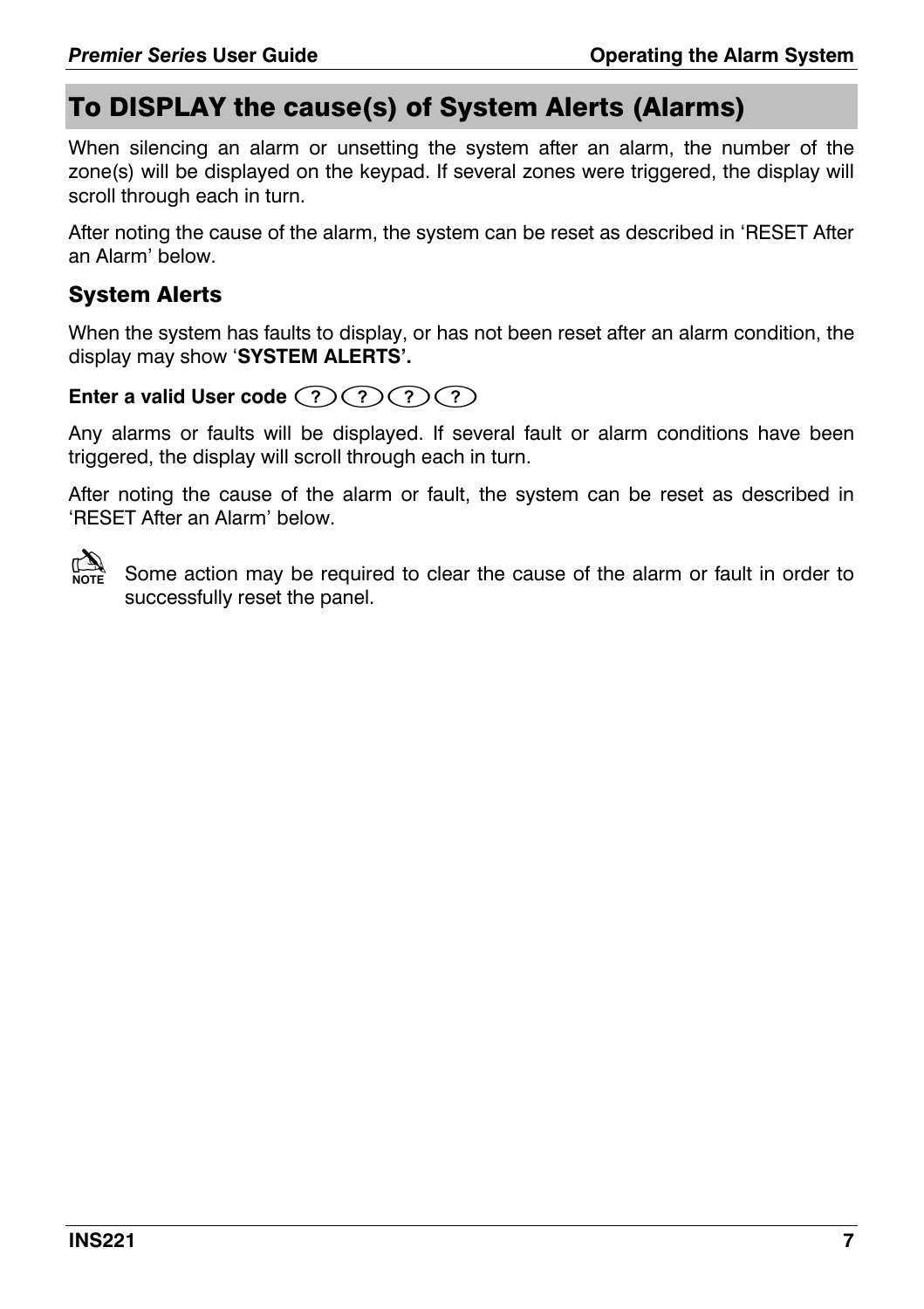## To DISPLAY the cause(s) of System Alerts (Alarms)

When silencing an alarm or unsetting the system after an alarm, the number of the zone(s) will be displayed on the keypad. If several zones were triggered, the display will scroll through each in turn.

After noting the cause of the alarm, the system can be reset as described in 'RESET After an Alarm' below.

### System Alerts

When the system has faults to display, or has not been reset after an alarm condition, the display may show '**SYSTEM ALERTS'.**

**Enter a valid User code** (?) (?) (?) (?)

Any alarms or faults will be displayed. If several fault or alarm conditions have been triggered, the display will scroll through each in turn.

After noting the cause of the alarm or fault, the system can be reset as described in 'RESET After an Alarm' below.

**NOTE** Some action may be required to clear the cause of the alarm or fault in order to successfully reset the panel.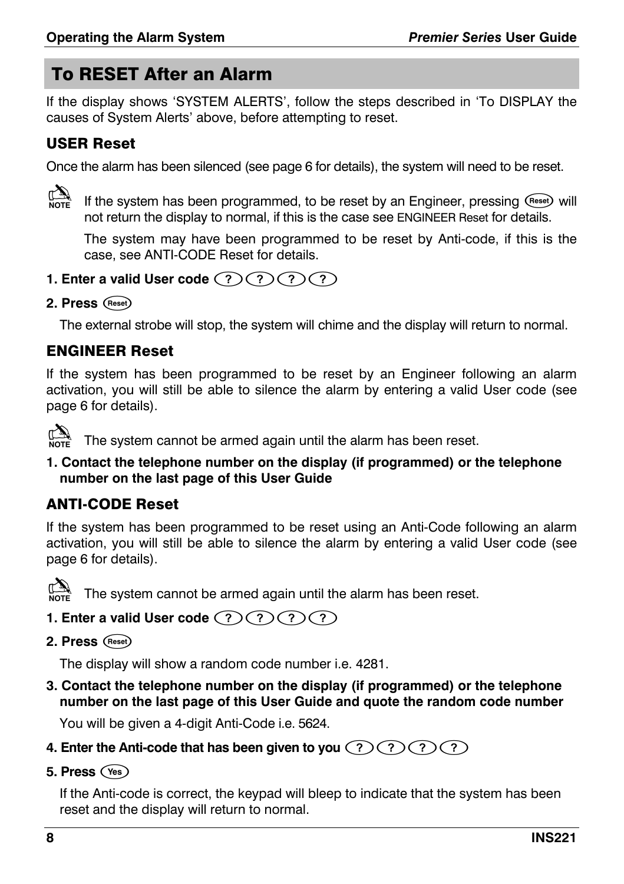## To RESET After an Alarm

If the display shows 'SYSTEM ALERTS', follow the steps described in 'To DISPLAY the causes of System Alerts' above, before attempting to reset.

### USER Reset

Once the alarm has been silenced (see page 6 for details), the system will need to be reset.

**NOTE** If the system has been programmed, to be reset by an Engineer, pressing (Reset) will not return the display to normal, if this is the case see ENGINEER Reset for details.

The system may have been programmed to be reset by Anti-code, if this is the case, see ANTI-CODE Reset for details.

**1. Enter a valid User code (?) (?) (?) (?)**

**2. Press (Reset)**

The external strobe will stop, the system will chime and the display will return to normal.

### ENGINEER Reset

If the system has been programmed to be reset by an Engineer following an alarm activation, you will still be able to silence the alarm by entering a valid User code (see page 6 for details).

**NOTE** The system cannot be armed again until the alarm has been reset.

**1. Contact the telephone number on the display (if programmed) or the telephone number on the last page of this User Guide**

### ANTI-CODE Reset

If the system has been programmed to be reset using an Anti-Code following an alarm activation, you will still be able to silence the alarm by entering a valid User code (see page 6 for details).

**NOTE** The system cannot be armed again until the alarm has been reset.

**1. Enter a valid User code (?) (?) (?) (?)**

**2. Press (Reset)**

The display will show a random code number i.e. 4281.

**3. Contact the telephone number on the display (if programmed) or the telephone number on the last page of this User Guide and quote the random code number**

You will be given a 4-digit Anti-Code i.e. 5624.

**4. Enter the Anti-code that has been given to you (?) (?) (?) (?)**

**5. Press (Yes)**

If the Anti-code is correct, the keypad will bleep to indicate that the system has been reset and the display will return to normal.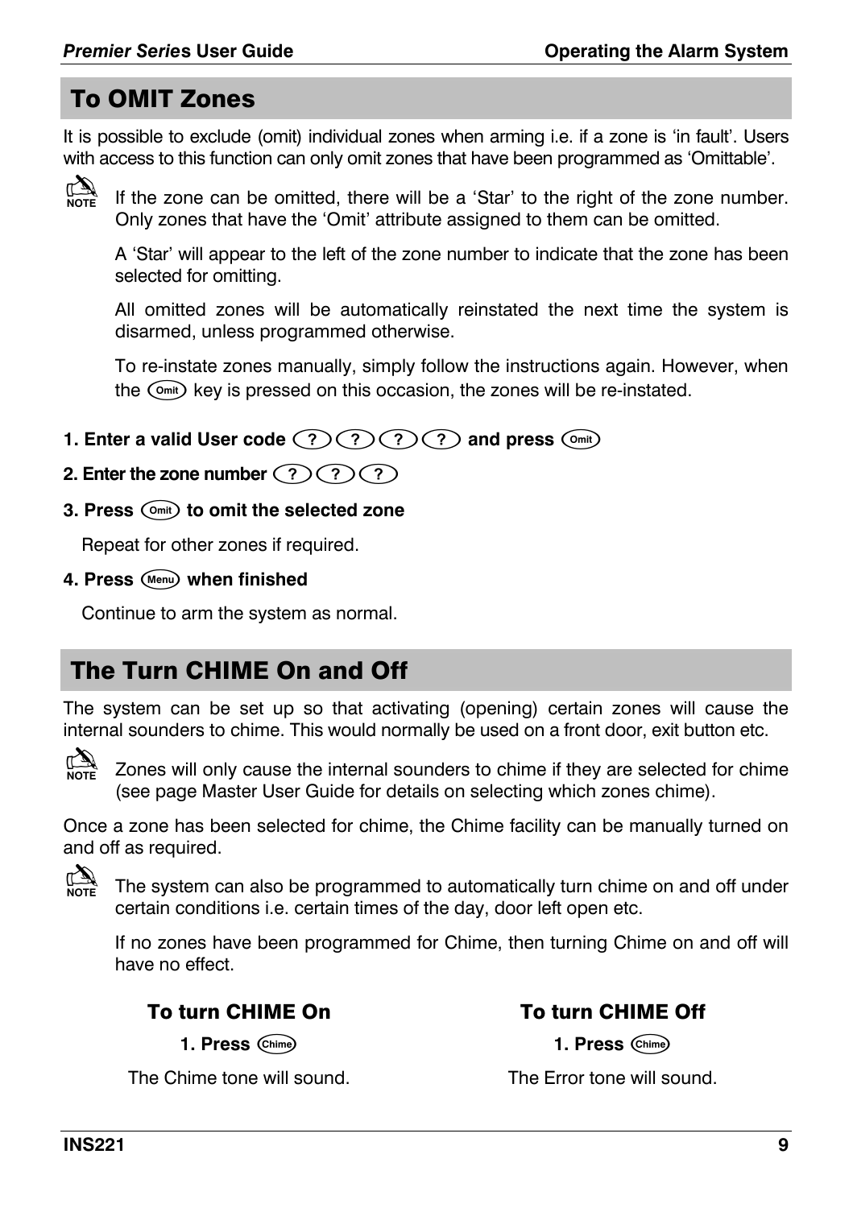## To OMIT Zones

It is possible to exclude (omit) individual zones when arming i.e. if a zone is 'in fault'. Users with access to this function can only omit zones that have been programmed as 'Omittable'.

NOTE: If the zone can be omitted, there will be a 'Star' to the right of the zone number. Only zones that have the 'Omit' attribute assigned to them can be omitted.

A 'Star' will appear to the left of the zone number to indicate that the zone has been selected for omitting.

All omitted zones will be automatically reinstated the next time the system is disarmed, unless programmed otherwise.

To re-instate zones manually, simply follow the instructions again. However, when the Omit key is pressed on this occasion, the zones will be re-instated.

**1. Enter a valid User code ? ? ? ? and press Omit**

**2. Enter the zone number ? ? ?**

**3. Press Omit to omit the selected zone**

Repeat for other zones if required.

**4. Press Menu when finished**

Continue to arm the system as normal.

## The Turn CHIME On and Off

The system can be set up so that activating (opening) certain zones will cause the internal sounders to chime. This would normally be used on a front door, exit button etc.

NOTE: Zones will only cause the internal sounders to chime if they are selected for chime (see page Master User Guide for details on selecting which zones chime).

Once a zone has been selected for chime, the Chime facility can be manually turned on and off as required.

NOTE: The system can also be programmed to automatically turn chime on and off under certain conditions i.e. certain times of the day, door left open etc.

If no zones have been programmed for Chime, then turning Chime on and off will have no effect.

### To turn CHIME On

**1. Press Chime**

The Chime tone will sound.

### To turn CHIME Off

**1. Press Chime**

The Error tone will sound.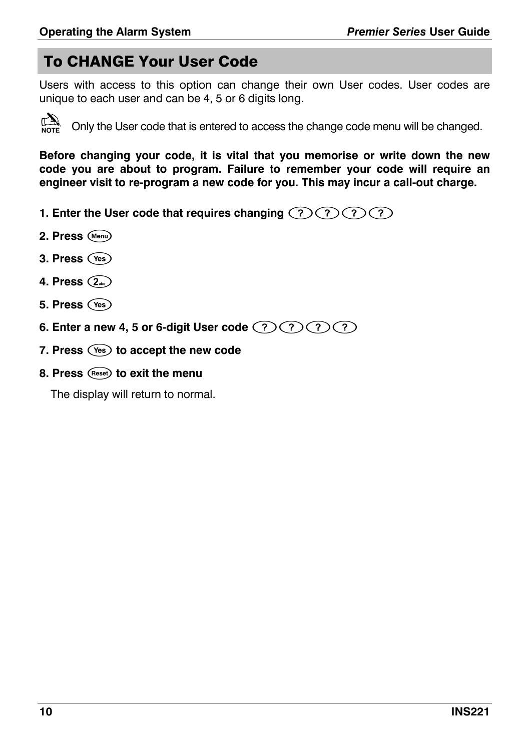## To CHANGE Your User Code

Users with access to this option can change their own User codes. User codes are unique to each user and can be 4, 5 or 6 digits long.

NOTE: Only the User code that is entered to access the change code menu will be changed.

**Before changing your code, it is vital that you memorise or write down the new code you are about to program. Failure to remember your code will require an engineer visit to re-program a new code for you. This may incur a call-out charge.**

**1. Enter the User code that requires changing** (?) (?) (?) (?)

**2. Press** (Menu)

**3. Press** (Yes)

**4. Press** (2abc)

**5. Press** (Yes)

**6. Enter a new 4, 5 or 6-digit User code** (?) (?) (?) (?)

**7. Press** (Yes) **to accept the new code**

**8. Press** (Reset) **to exit the menu**

The display will return to normal.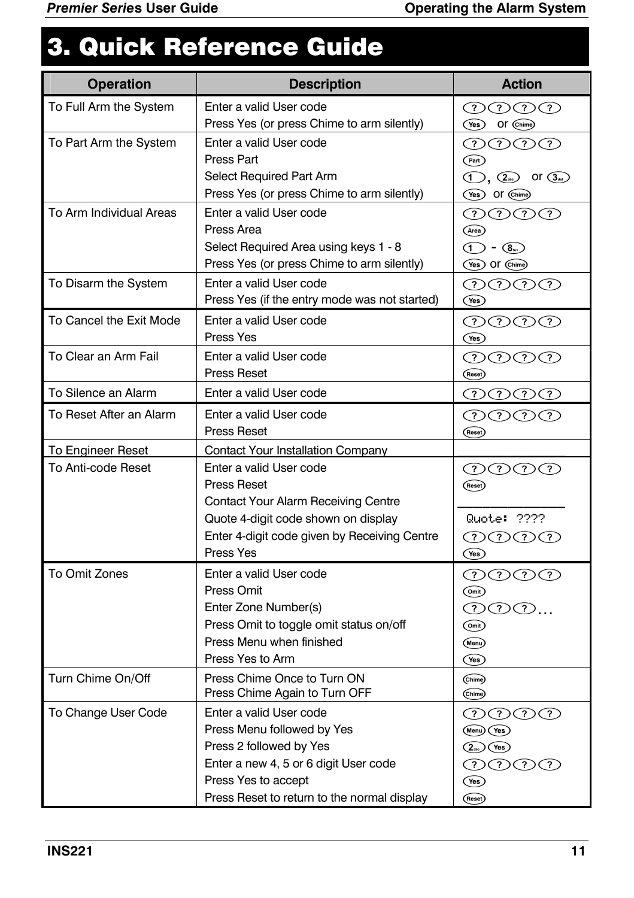# 3. Quick Reference Guide

| Operation | Description | Action |
|---|---|---|
| To Full Arm the System | Enter a valid User code<br>Press Yes (or press Chime to arm silently) | ? ? ? ?<br>Yes or Chime |
| To Part Arm the System | Enter a valid User code<br>Press Part<br>Select Required Part Arm<br>Press Yes (or press Chime to arm silently) | ? ? ? ?<br>Part<br>1, 2abc or 3def<br>Yes or Chime |
| To Arm Individual Areas | Enter a valid User code<br>Press Area<br>Select Required Area using keys 1 - 8<br>Press Yes (or press Chime to arm silently) | ? ? ? ?<br>Area<br>1 - 8tuv<br>Yes or Chime |
| To Disarm the System | Enter a valid User code<br>Press Yes (if the entry mode was not started) | ? ? ? ?<br>Yes |
| To Cancel the Exit Mode | Enter a valid User code<br>Press Yes | ? ? ? ?<br>Yes |
| To Clear an Arm Fail | Enter a valid User code<br>Press Reset | ? ? ? ?<br>Reset |
| To Silence an Alarm | Enter a valid User code | ? ? ? ? |
| To Reset After an Alarm | Enter a valid User code<br>Press Reset | ? ? ? ?<br>Reset |
| To Engineer Reset | Contact Your Installation Company | |
| To Anti-code Reset | Enter a valid User code<br>Press Reset<br>Contact Your Alarm Receiving Centre<br>Quote 4-digit code shown on display<br>Enter 4-digit code given by Receiving Centre<br>Press Yes | ? ? ? ?<br>Reset<br><br>Quote: ????<br>? ? ? ?<br>Yes |
| To Omit Zones | Enter a valid User code<br>Press Omit<br>Enter Zone Number(s)<br>Press Omit to toggle omit status on/off<br>Press Menu when finished<br>Press Yes to Arm | ? ? ? ?<br>Omit<br>? ? ?...<br>Omit<br>Menu<br>Yes |
| Turn Chime On/Off | Press Chime Once to Turn ON<br>Press Chime Again to Turn OFF | Chime<br>Chime |
| To Change User Code | Enter a valid User code<br>Press Menu followed by Yes<br>Press 2 followed by Yes<br>Enter a new 4, 5 or 6 digit User code<br>Press Yes to accept<br>Press Reset to return to the normal display | ? ? ? ?<br>Menu Yes<br>2abc Yes<br>? ? ? ?<br>Yes<br>Reset |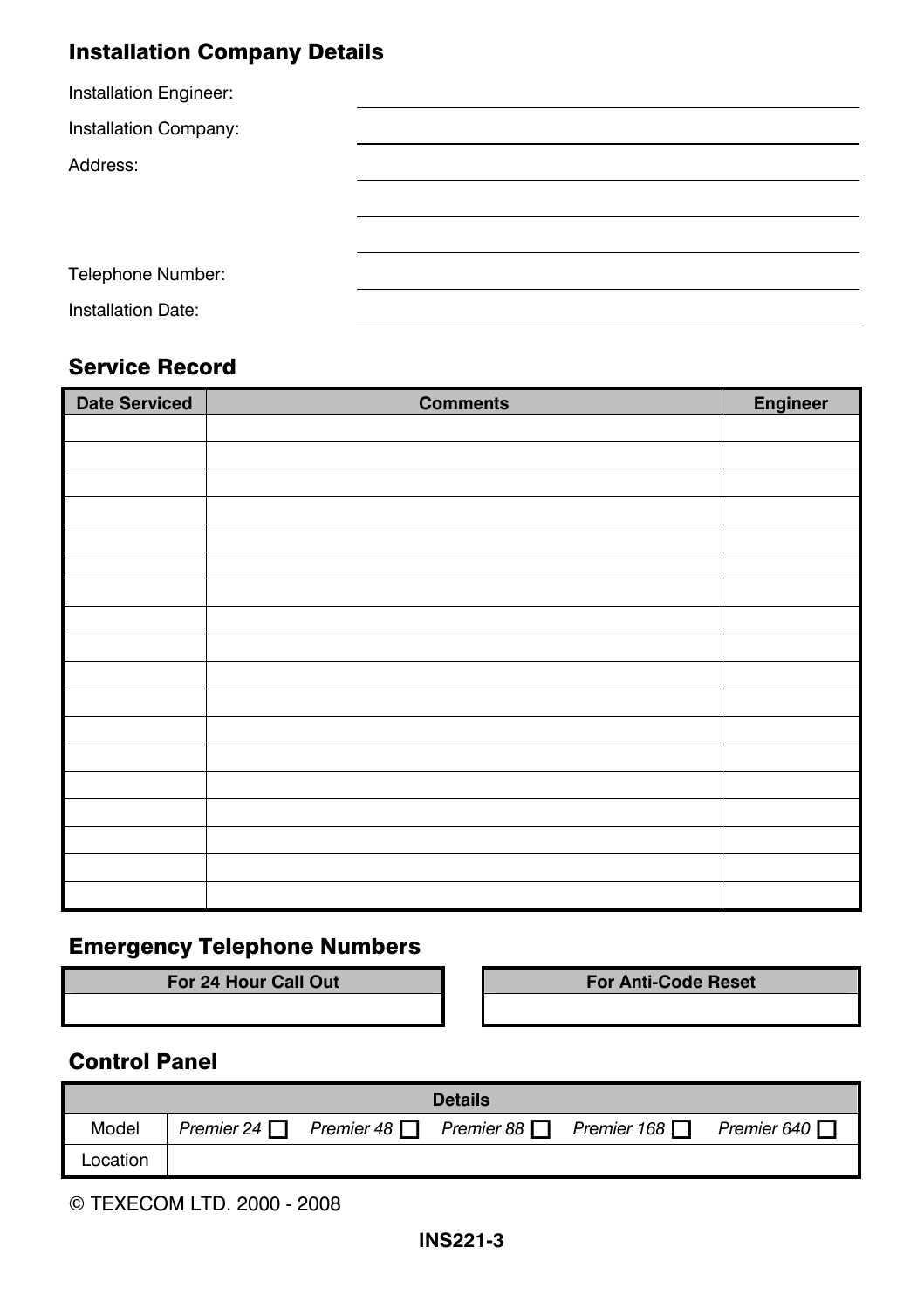## Installation Company Details

Installation Engineer: \_\_\_\_\_\_\_\_\_\_\_\_\_\_\_\_\_\_\_\_

Installation Company: \_\_\_\_\_\_\_\_\_\_\_\_\_\_\_\_\_\_\_\_

Address: \_\_\_\_\_\_\_\_\_\_\_\_\_\_\_\_\_\_\_\_

\_\_\_\_\_\_\_\_\_\_\_\_\_\_\_\_\_\_\_\_

\_\_\_\_\_\_\_\_\_\_\_\_\_\_\_\_\_\_\_\_

\_\_\_\_\_\_\_\_\_\_\_\_\_\_\_\_\_\_\_\_

Telephone Number: \_\_\_\_\_\_\_\_\_\_\_\_\_\_\_\_\_\_\_\_

Installation Date: \_\_\_\_\_\_\_\_\_\_\_\_\_\_\_\_\_\_\_\_

## Service Record

| Date Serviced | Comments | Engineer |
|---|---|---|
| | | |
| | | |
| | | |
| | | |
| | | |
| | | |
| | | |
| | | |
| | | |
| | | |
| | | |
| | | |
| | | |
| | | |
| | | |
| | | |
| | | |
| | | |

## Emergency Telephone Numbers

| For 24 Hour Call Out |
|---|
| |

| For Anti-Code Reset |
|---|
| |

## Control Panel

| Details | |
|---|---|
| Model | *Premier 24* ☐ *Premier 48* ☐ *Premier 88* ☐ *Premier 168* ☐ *Premier 640* ☐ |
| Location | |

© TEXECOM LTD. 2000 - 2008

**INS221-3**